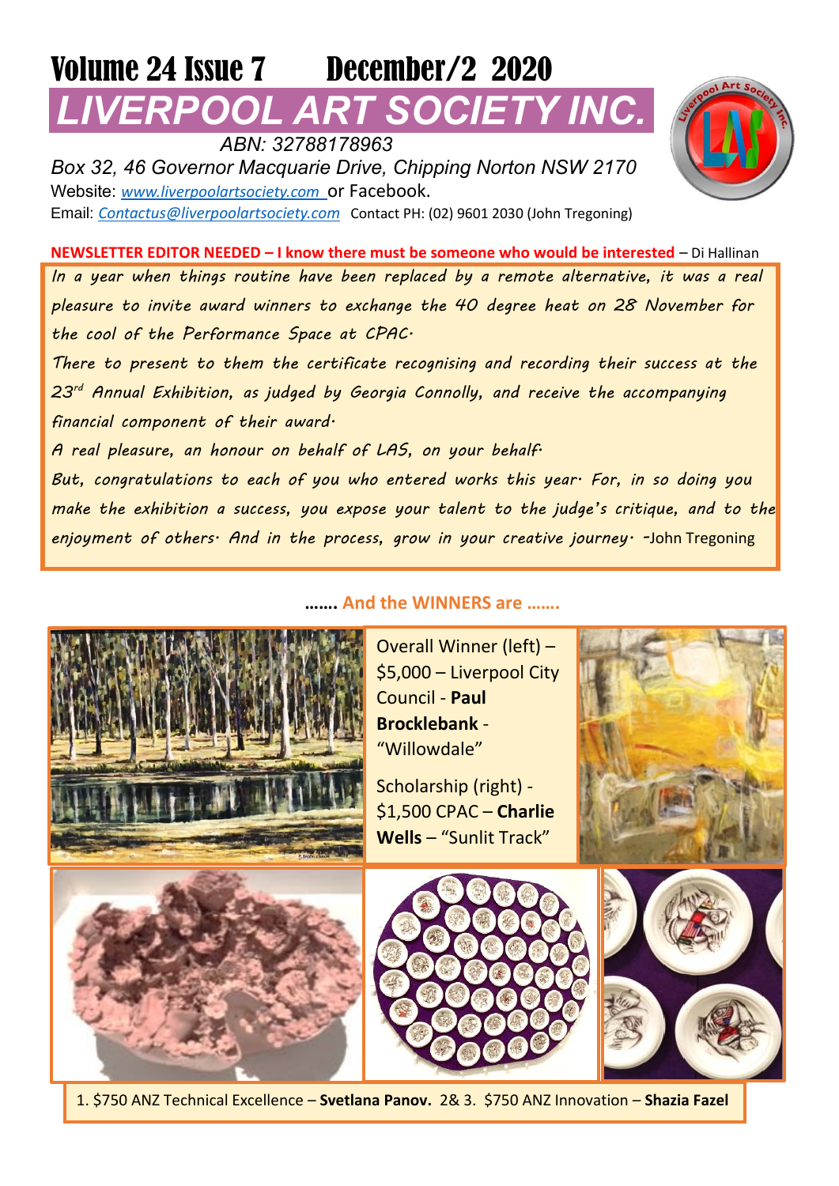# Volume 24 Issue 7 December/2 2020

# LIVERPOOL ART SOCIETY INC.

*ABN: 32788178963*

*Box 32, 46 Governor Macquarie Drive, Chipping Norton NSW 2170*

Website: *www.liverpoolartsociety.com* or Facebook.

Email: *Contactus@liverpoolartsociety.com* Contact PH: (02) 9601 2030 (John Tregoning)

**NEWSLETTER EDITOR NEEDED – I know there must be someone who would be interested** – Di Hallinan

*In a year when things routine have been replaced by a remote alternative, it was a real pleasure to invite award winners to exchange the 40 degree heat on 28 November for the cool of the Performance Space at CPAC.*

*There to present to them the certificate recognising and recording their success at the 23rd Annual Exhibition, as judged by Georgia Connolly, and receive the accompanying financial component of their award.*

*A real pleasure, an honour on behalf of LAS, on your behalf.*

*But, congratulations to each of you who entered works this year. For, in so doing you make the exhibition a success, you expose your talent to the judge's critique, and to the enjoyment of others. And in the process, grow in your creative journey.* -John Tregoning

## ……. And the WINNERS are …….

Overall Winner (left) – $5,000 – Liverpool City Council - **Paul Brocklebank** - "Willowdale"

Scholarship (right) - $1,500 CPAC – **Charlie Wells** – "Sunlit Track"

1. $750 ANZ Technical Excellence – **Svetlana Panov.** 2& 3. $750 ANZ Innovation – **Shazia Fazel**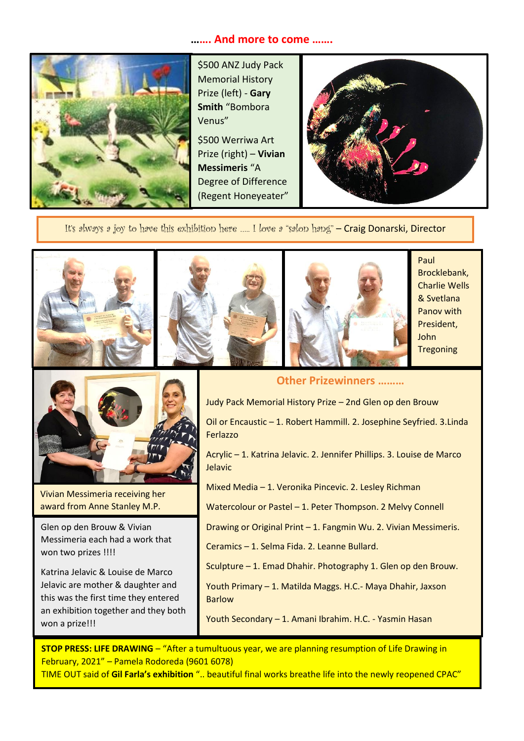## ……. And more to come …….

$500 ANZ Judy Pack Memorial History Prize (left) - **Gary Smith** "Bombora Venus"

$500 Werriwa Art Prize (right) – **Vivian Messimeris** "A Degree of Difference (Regent Honeyeater"

*It's always a joy to have this exhibition here ….. I love a "salon hang"* – Craig Donarski, Director

Paul Brocklebank, Charlie Wells & Svetlana Panov with President, John Tregoning

Vivian Messimeria receiving her award from Anne Stanley M.P.

Glen op den Brouw & Vivian Messimeria each had a work that won two prizes !!!!

Katrina Jelavic & Louise de Marco Jelavic are mother & daughter and this was the first time they entered an exhibition together and they both won a prize!!!

### Other Prizewinners ………

Judy Pack Memorial History Prize – 2nd Glen op den Brouw

Oil or Encaustic – 1. Robert Hammill. 2. Josephine Seyfried. 3.Linda Ferlazzo

Acrylic – 1. Katrina Jelavic. 2. Jennifer Phillips. 3. Louise de Marco Jelavic

Mixed Media – 1. Veronika Pincevic. 2. Lesley Richman

Watercolour or Pastel – 1. Peter Thompson. 2 Melvy Connell

Drawing or Original Print – 1. Fangmin Wu. 2. Vivian Messimeris.

Ceramics – 1. Selma Fida. 2. Leanne Bullard.

Sculpture – 1. Emad Dhahir. Photography 1. Glen op den Brouw.

Youth Primary – 1. Matilda Maggs. H.C.- Maya Dhahir, Jaxson Barlow

Youth Secondary – 1. Amani Ibrahim. H.C. - Yasmin Hasan

**STOP PRESS: LIFE DRAWING** – "After a tumultuous year, we are planning resumption of Life Drawing in February, 2021" – Pamela Rodoreda (9601 6078)
TIME OUT said of **Gil Farla's exhibition** ".. beautiful final works breathe life into the newly reopened CPAC"